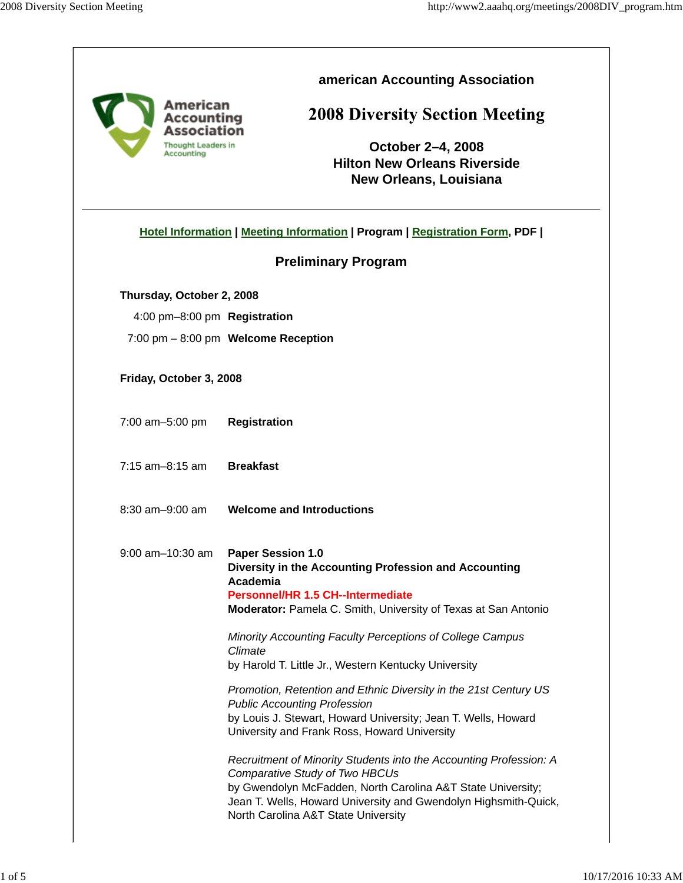American Accounting Association

Thought Leaders in Accounting

**american Accounting Association**

# 2008 Diversity Section Meeting

**October 2–4, 2008**
**Hilton New Orleans Riverside**
**New Orleans, Louisiana**

---

**Hotel Information | Meeting Information | Program | Registration Form, PDF |**

## Preliminary Program

**Thursday, October 2, 2008**

4:00 pm–8:00 pm **Registration**

7:00 pm – 8:00 pm **Welcome Reception**

**Friday, October 3, 2008**

7:00 am–5:00 pm **Registration**

7:15 am–8:15 am **Breakfast**

8:30 am–9:00 am **Welcome and Introductions**

9:00 am–10:30 am **Paper Session 1.0**
**Diversity in the Accounting Profession and Accounting Academia**
**Personnel/HR 1.5 CH--Intermediate**
**Moderator:** Pamela C. Smith, University of Texas at San Antonio

*Minority Accounting Faculty Perceptions of College Campus Climate*
by Harold T. Little Jr., Western Kentucky University

*Promotion, Retention and Ethnic Diversity in the 21st Century US Public Accounting Profession*
by Louis J. Stewart, Howard University; Jean T. Wells, Howard University and Frank Ross, Howard University

*Recruitment of Minority Students into the Accounting Profession: A Comparative Study of Two HBCUs*
by Gwendolyn McFadden, North Carolina A&T State University; Jean T. Wells, Howard University and Gwendolyn Highsmith-Quick, North Carolina A&T State University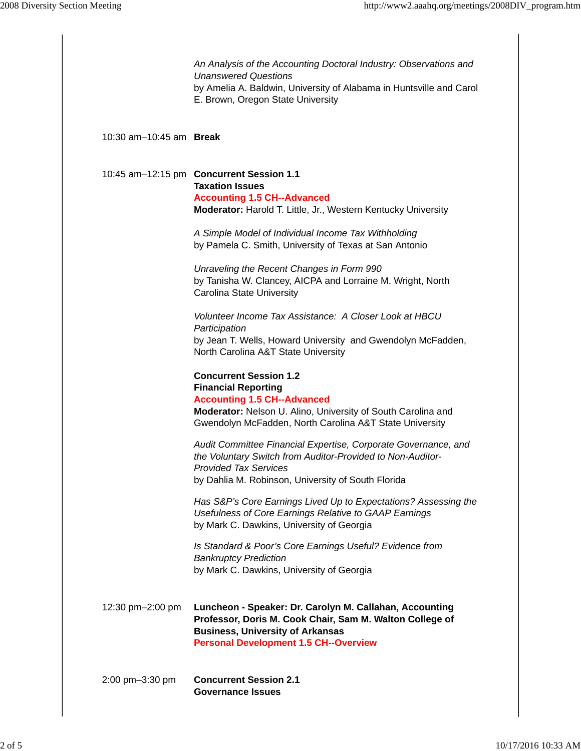*An Analysis of the Accounting Doctoral Industry: Observations and Unanswered Questions*
by Amelia A. Baldwin, University of Alabama in Huntsville and Carol E. Brown, Oregon State University

10:30 am–10:45 am **Break**

10:45 am–12:15 pm **Concurrent Session 1.1**
**Taxation Issues**
**Accounting 1.5 CH--Advanced**
**Moderator:** Harold T. Little, Jr., Western Kentucky University

*A Simple Model of Individual Income Tax Withholding*
by Pamela C. Smith, University of Texas at San Antonio

*Unraveling the Recent Changes in Form 990*
by Tanisha W. Clancey, AICPA and Lorraine M. Wright, North Carolina State University

*Volunteer Income Tax Assistance: A Closer Look at HBCU Participation*
by Jean T. Wells, Howard University and Gwendolyn McFadden, North Carolina A&T State University

**Concurrent Session 1.2**
**Financial Reporting**
**Accounting 1.5 CH--Advanced**
**Moderator:** Nelson U. Alino, University of South Carolina and Gwendolyn McFadden, North Carolina A&T State University

*Audit Committee Financial Expertise, Corporate Governance, and the Voluntary Switch from Auditor-Provided to Non-Auditor-Provided Tax Services*
by Dahlia M. Robinson, University of South Florida

*Has S&P's Core Earnings Lived Up to Expectations? Assessing the Usefulness of Core Earnings Relative to GAAP Earnings*
by Mark C. Dawkins, University of Georgia

*Is Standard & Poor's Core Earnings Useful? Evidence from Bankruptcy Prediction*
by Mark C. Dawkins, University of Georgia

12:30 pm–2:00 pm **Luncheon - Speaker: Dr. Carolyn M. Callahan, Accounting Professor, Doris M. Cook Chair, Sam M. Walton College of Business, University of Arkansas**
**Personal Development 1.5 CH--Overview**

2:00 pm–3:30 pm **Concurrent Session 2.1**
**Governance Issues**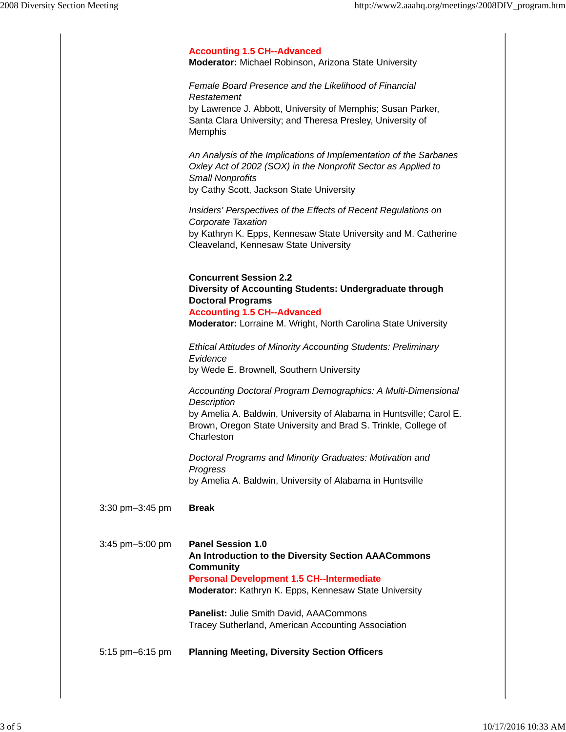**Accounting 1.5 CH--Advanced**
**Moderator:** Michael Robinson, Arizona State University

*Female Board Presence and the Likelihood of Financial Restatement*
by Lawrence J. Abbott, University of Memphis; Susan Parker, Santa Clara University; and Theresa Presley, University of Memphis

*An Analysis of the Implications of Implementation of the Sarbanes Oxley Act of 2002 (SOX) in the Nonprofit Sector as Applied to Small Nonprofits*
by Cathy Scott, Jackson State University

*Insiders' Perspectives of the Effects of Recent Regulations on Corporate Taxation*
by Kathryn K. Epps, Kennesaw State University and M. Catherine Cleaveland, Kennesaw State University

**Concurrent Session 2.2**
**Diversity of Accounting Students: Undergraduate through Doctoral Programs**
**Accounting 1.5 CH--Advanced**
**Moderator:** Lorraine M. Wright, North Carolina State University

*Ethical Attitudes of Minority Accounting Students: Preliminary Evidence*
by Wede E. Brownell, Southern University

*Accounting Doctoral Program Demographics: A Multi-Dimensional Description*
by Amelia A. Baldwin, University of Alabama in Huntsville; Carol E. Brown, Oregon State University and Brad S. Trinkle, College of Charleston

*Doctoral Programs and Minority Graduates: Motivation and Progress*
by Amelia A. Baldwin, University of Alabama in Huntsville

3:30 pm–3:45 pm **Break**

3:45 pm–5:00 pm **Panel Session 1.0**
**An Introduction to the Diversity Section AAACommons Community**
**Personal Development 1.5 CH--Intermediate**
**Moderator:** Kathryn K. Epps, Kennesaw State University

**Panelist:** Julie Smith David, AAACommons
Tracey Sutherland, American Accounting Association

5:15 pm–6:15 pm **Planning Meeting, Diversity Section Officers**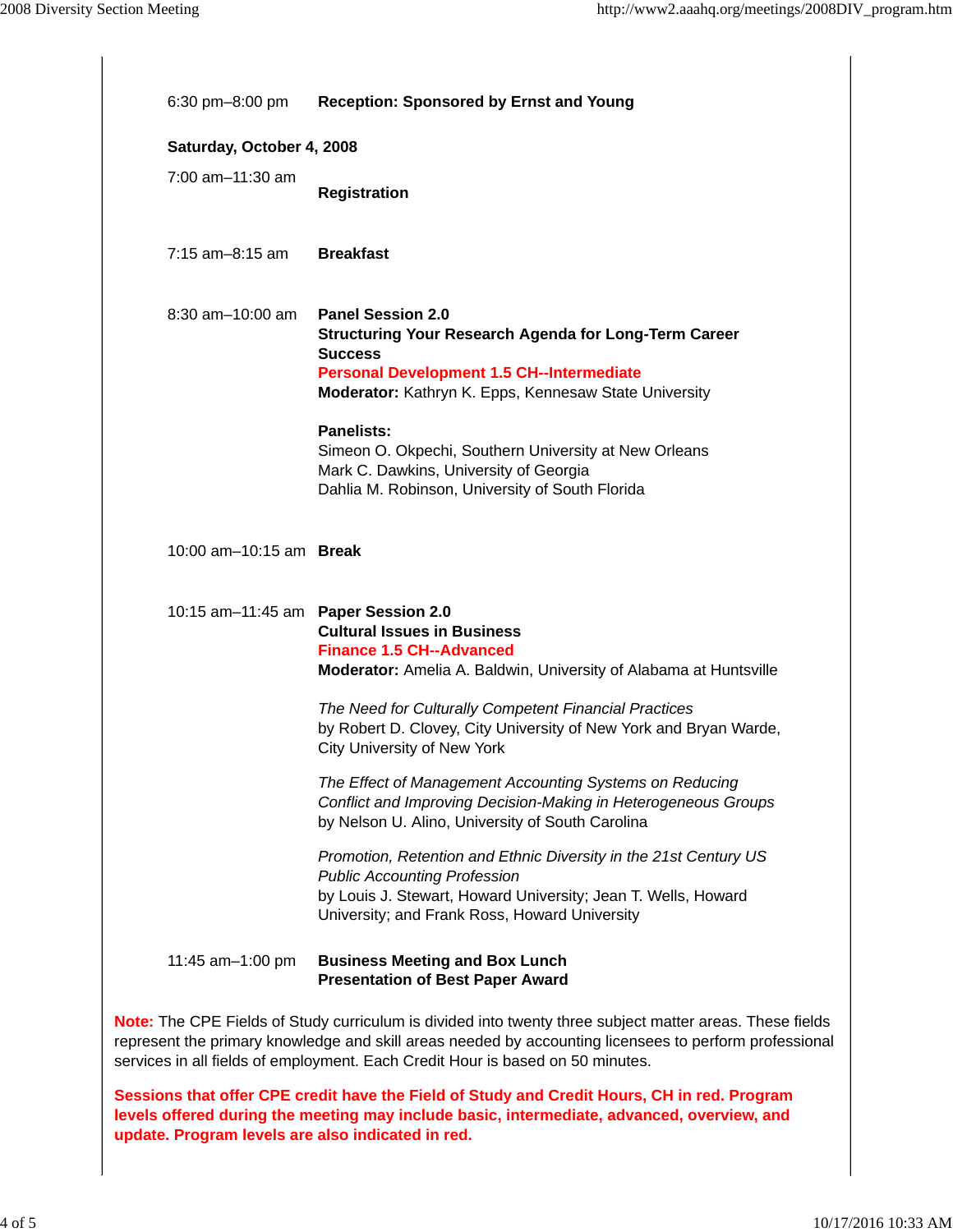6:30 pm–8:00 pm **Reception: Sponsored by Ernst and Young**

**Saturday, October 4, 2008**

7:00 am–11:30 am **Registration**

7:15 am–8:15 am **Breakfast**

8:30 am–10:00 am **Panel Session 2.0**
**Structuring Your Research Agenda for Long-Term Career Success**
**Personal Development 1.5 CH--Intermediate**
**Moderator:** Kathryn K. Epps, Kennesaw State University

**Panelists:**
Simeon O. Okpechi, Southern University at New Orleans
Mark C. Dawkins, University of Georgia
Dahlia M. Robinson, University of South Florida

10:00 am–10:15 am **Break**

10:15 am–11:45 am **Paper Session 2.0**
**Cultural Issues in Business**
**Finance 1.5 CH--Advanced**
**Moderator:** Amelia A. Baldwin, University of Alabama at Huntsville

*The Need for Culturally Competent Financial Practices*
by Robert D. Clovey, City University of New York and Bryan Warde, City University of New York

*The Effect of Management Accounting Systems on Reducing Conflict and Improving Decision-Making in Heterogeneous Groups*
by Nelson U. Alino, University of South Carolina

*Promotion, Retention and Ethnic Diversity in the 21st Century US Public Accounting Profession*
by Louis J. Stewart, Howard University; Jean T. Wells, Howard University; and Frank Ross, Howard University

11:45 am–1:00 pm **Business Meeting and Box Lunch**
**Presentation of Best Paper Award**

**Note:** The CPE Fields of Study curriculum is divided into twenty three subject matter areas. These fields represent the primary knowledge and skill areas needed by accounting licensees to perform professional services in all fields of employment. Each Credit Hour is based on 50 minutes.

**Sessions that offer CPE credit have the Field of Study and Credit Hours, CH in red. Program levels offered during the meeting may include basic, intermediate, advanced, overview, and update. Program levels are also indicated in red.**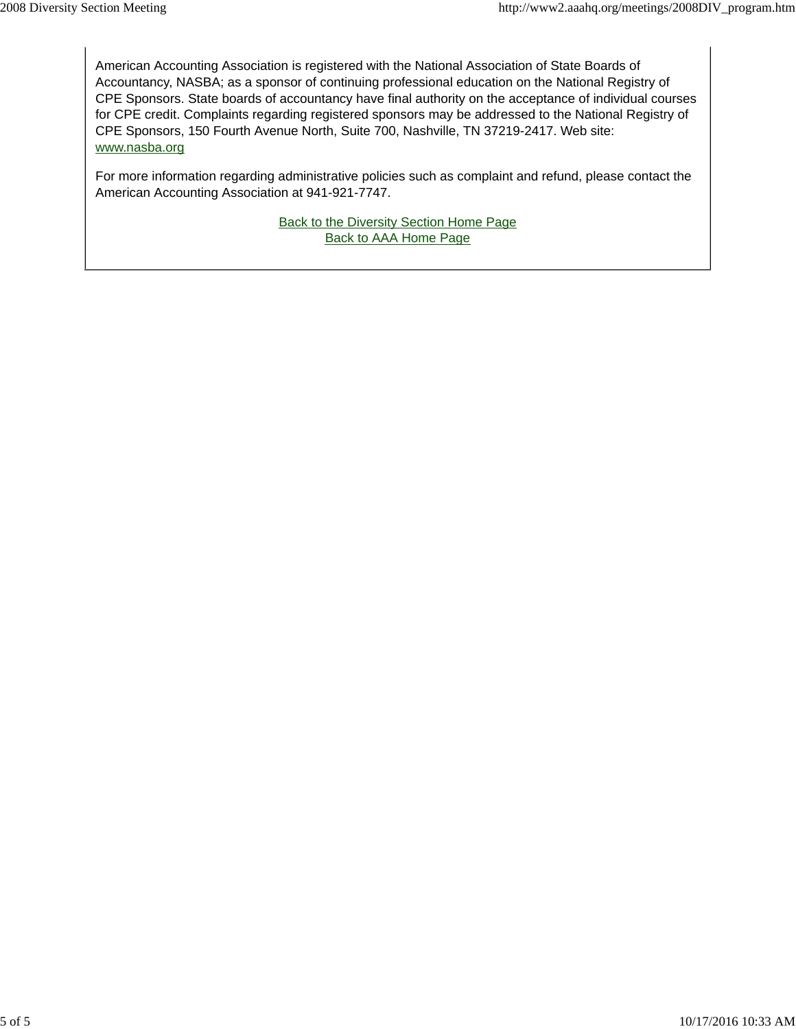American Accounting Association is registered with the National Association of State Boards of Accountancy, NASBA; as a sponsor of continuing professional education on the National Registry of CPE Sponsors. State boards of accountancy have final authority on the acceptance of individual courses for CPE credit. Complaints regarding registered sponsors may be addressed to the National Registry of CPE Sponsors, 150 Fourth Avenue North, Suite 700, Nashville, TN 37219-2417. Web site: www.nasba.org

For more information regarding administrative policies such as complaint and refund, please contact the American Accounting Association at 941-921-7747.

Back to the Diversity Section Home Page
Back to AAA Home Page